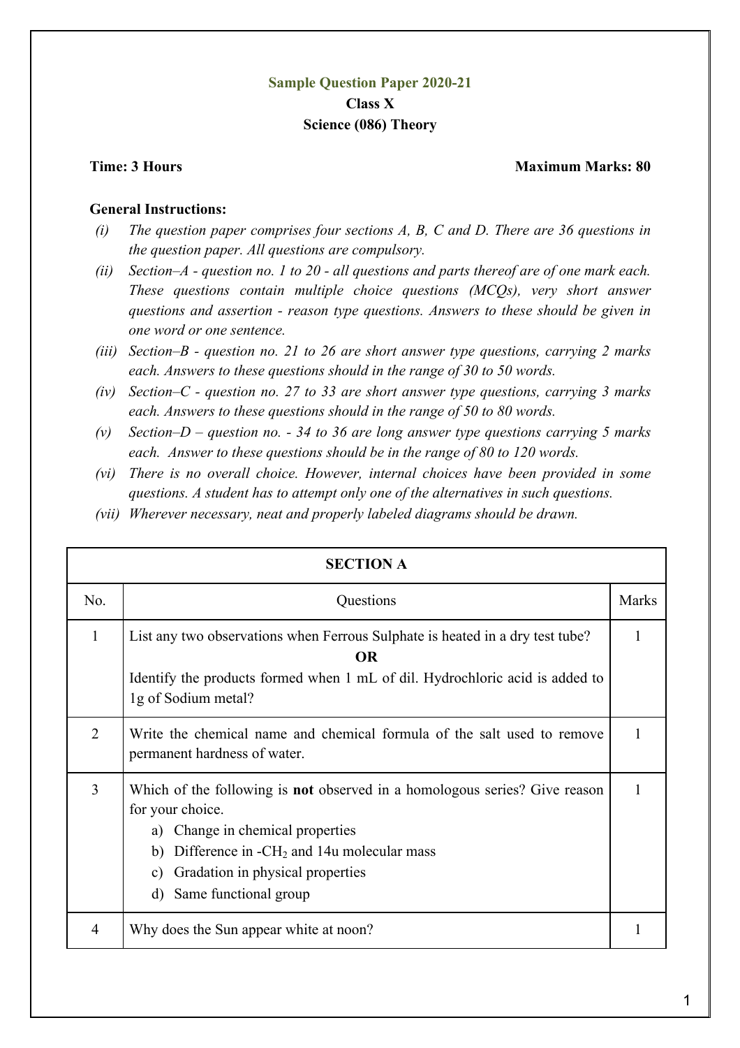# Sample Question Paper 2020-21

## Class X

## Science (086) Theory

**Time: 3 Hours** **Maximum Marks: 80**

**General Instructions:**

*(i) The question paper comprises four sections A, B, C and D. There are 36 questions in the question paper. All questions are compulsory.*

*(ii) Section–A - question no. 1 to 20 - all questions and parts thereof are of one mark each. These questions contain multiple choice questions (MCQs), very short answer questions and assertion - reason type questions. Answers to these should be given in one word or one sentence.*

*(iii) Section–B - question no. 21 to 26 are short answer type questions, carrying 2 marks each. Answers to these questions should in the range of 30 to 50 words.*

*(iv) Section–C - question no. 27 to 33 are short answer type questions, carrying 3 marks each. Answers to these questions should in the range of 50 to 80 words.*

*(v) Section–D – question no. - 34 to 36 are long answer type questions carrying 5 marks each. Answer to these questions should be in the range of 80 to 120 words.*

*(vi) There is no overall choice. However, internal choices have been provided in some questions. A student has to attempt only one of the alternatives in such questions.*

*(vii) Wherever necessary, neat and properly labeled diagrams should be drawn.*

| **SECTION A** | | |
|---|---|---|
| No. | Questions | Marks |
| 1 | List any two observations when Ferrous Sulphate is heated in a dry test tube?<br>**OR**<br>Identify the products formed when 1 mL of dil. Hydrochloric acid is added to 1g of Sodium metal? | 1 |
| 2 | Write the chemical name and chemical formula of the salt used to remove permanent hardness of water. | 1 |
| 3 | Which of the following is **not** observed in a homologous series? Give reason for your choice.<br>a) Change in chemical properties<br>b) Difference in -$CH_2$ and 14u molecular mass<br>c) Gradation in physical properties<br>d) Same functional group | 1 |
| 4 | Why does the Sun appear white at noon? | 1 |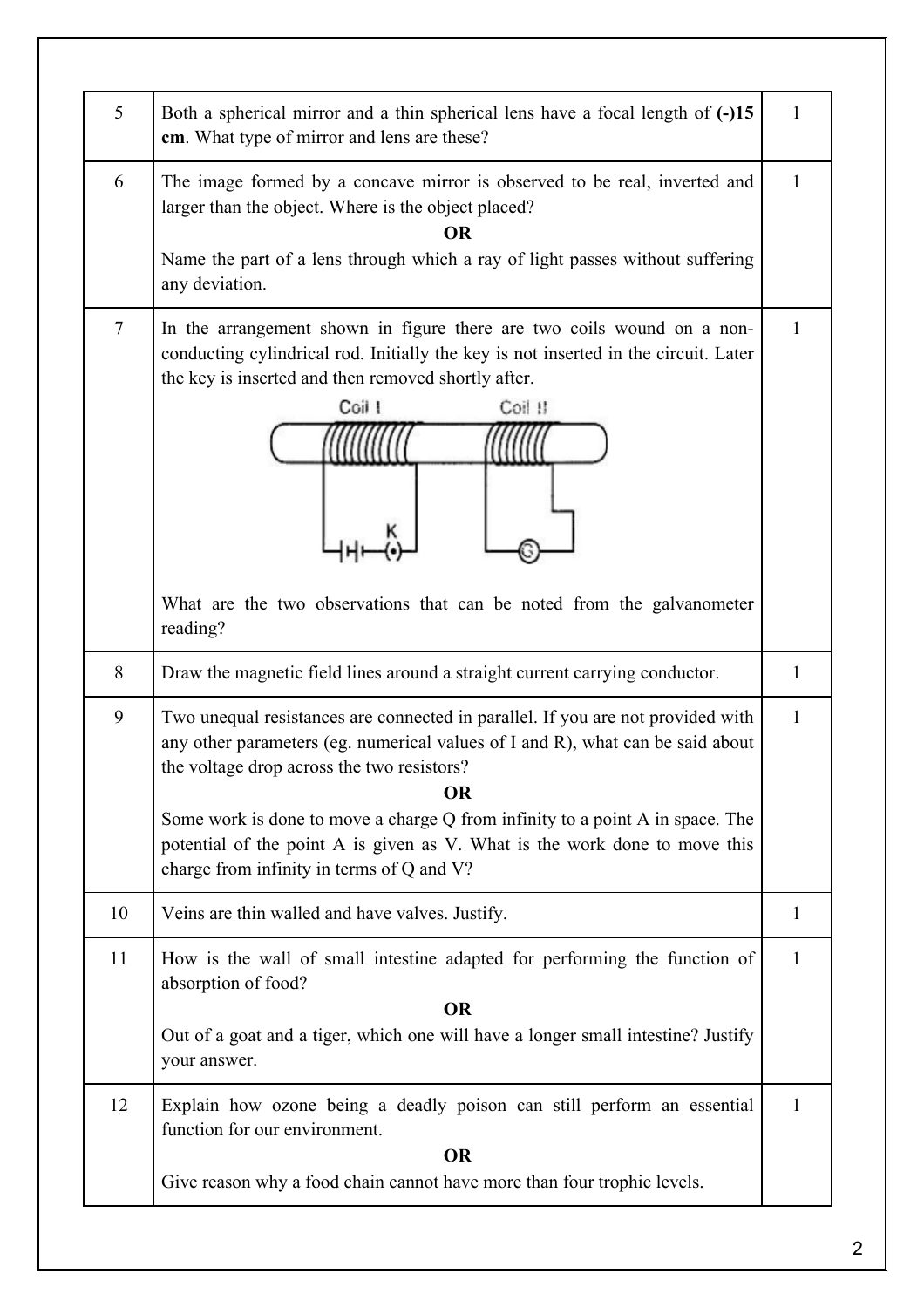| | | |
|---|---|---|
| 5 | Both a spherical mirror and a thin spherical lens have a focal length of **(-)15 cm**. What type of mirror and lens are these? | 1 |
| 6 | The image formed by a concave mirror is observed to be real, inverted and larger than the object. Where is the object placed? <br> **OR** <br> Name the part of a lens through which a ray of light passes without suffering any deviation. | 1 |
| 7 | In the arrangement shown in figure there are two coils wound on a non-conducting cylindrical rod. Initially the key is not inserted in the circuit. Later the key is inserted and then removed shortly after. <br> Coil I  Coil II  K  G <br> What are the two observations that can be noted from the galvanometer reading? | 1 |
| 8 | Draw the magnetic field lines around a straight current carrying conductor. | 1 |
| 9 | Two unequal resistances are connected in parallel. If you are not provided with any other parameters (eg. numerical values of I and R), what can be said about the voltage drop across the two resistors? <br> **OR** <br> Some work is done to move a charge Q from infinity to a point A in space. The potential of the point A is given as V. What is the work done to move this charge from infinity in terms of Q and V? | 1 |
| 10 | Veins are thin walled and have valves. Justify. | 1 |
| 11 | How is the wall of small intestine adapted for performing the function of absorption of food? <br> **OR** <br> Out of a goat and a tiger, which one will have a longer small intestine? Justify your answer. | 1 |
| 12 | Explain how ozone being a deadly poison can still perform an essential function for our environment. <br> **OR** <br> Give reason why a food chain cannot have more than four trophic levels. | 1 |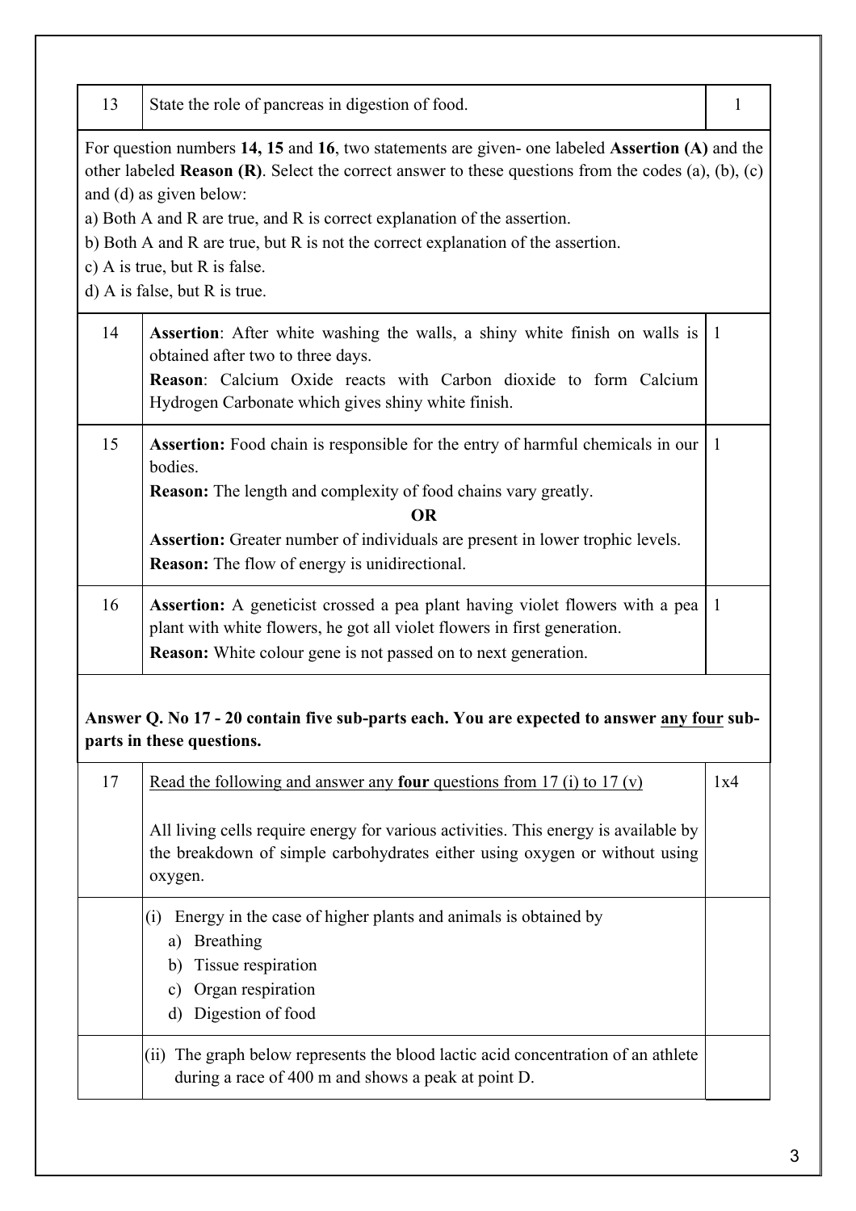| | | |
|---|---|---|
| 13 | State the role of pancreas in digestion of food. | 1 |

For question numbers **14, 15** and **16**, two statements are given- one labeled **Assertion (A)** and the other labeled **Reason (R)**. Select the correct answer to these questions from the codes (a), (b), (c) and (d) as given below:

a) Both A and R are true, and R is correct explanation of the assertion.

b) Both A and R are true, but R is not the correct explanation of the assertion.

c) A is true, but R is false.

d) A is false, but R is true.

| | | |
|---|---|---|
| 14 | **Assertion**: After white washing the walls, a shiny white finish on walls is obtained after two to three days.<br>**Reason**: Calcium Oxide reacts with Carbon dioxide to form Calcium Hydrogen Carbonate which gives shiny white finish. | 1 |
| 15 | **Assertion:** Food chain is responsible for the entry of harmful chemicals in our bodies.<br>**Reason:** The length and complexity of food chains vary greatly.<br>**OR**<br>**Assertion:** Greater number of individuals are present in lower trophic levels.<br>**Reason:** The flow of energy is unidirectional. | 1 |
| 16 | **Assertion:** A geneticist crossed a pea plant having violet flowers with a pea plant with white flowers, he got all violet flowers in first generation.<br>**Reason:** White colour gene is not passed on to next generation. | 1 |

**Answer Q. No 17 - 20 contain five sub-parts each. You are expected to answer any four sub-parts in these questions.**

| | | |
|---|---|---|
| 17 | Read the following and answer any **four** questions from 17 (i) to 17 (v)<br><br>All living cells require energy for various activities. This energy is available by the breakdown of simple carbohydrates either using oxygen or without using oxygen. | 1x4 |
| | (i) Energy in the case of higher plants and animals is obtained by<br>a) Breathing<br>b) Tissue respiration<br>c) Organ respiration<br>d) Digestion of food | |
| | (ii) The graph below represents the blood lactic acid concentration of an athlete during a race of 400 m and shows a peak at point D. | |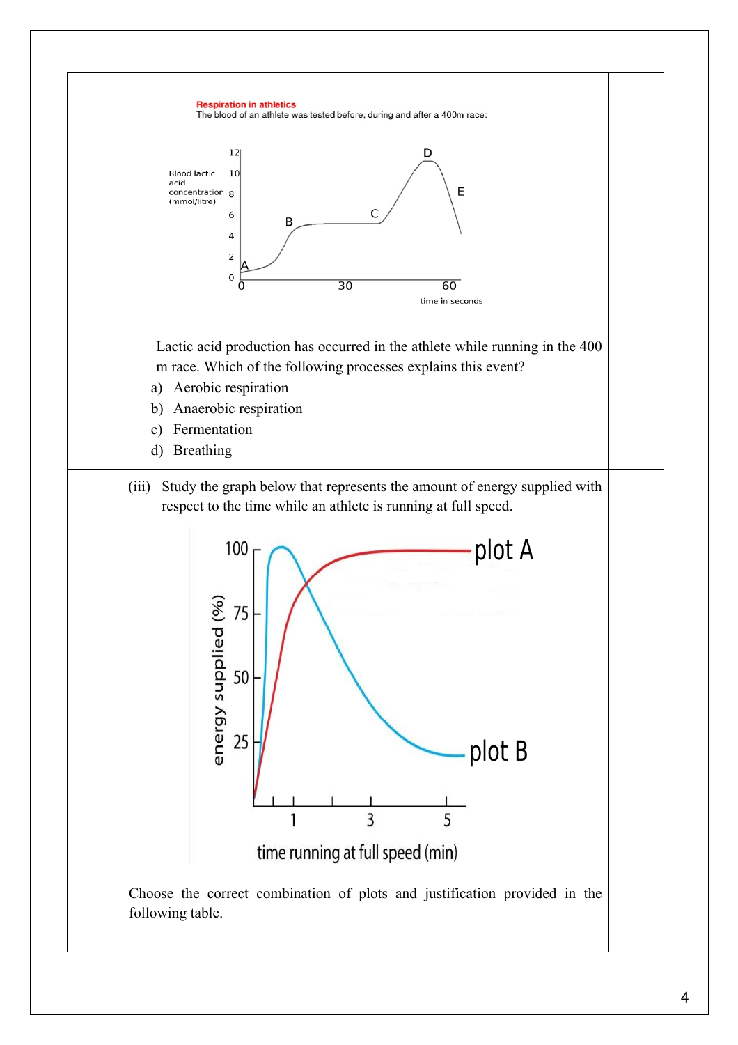**Respiration in athletics**

The blood of an athlete was tested before, during and after a 400m race:

Lactic acid production has occurred in the athlete while running in the 400 m race. Which of the following processes explains this event?

a) Aerobic respiration
b) Anaerobic respiration
c) Fermentation
d) Breathing

(iii) Study the graph below that represents the amount of energy supplied with respect to the time while an athlete is running at full speed.

Choose the correct combination of plots and justification provided in the following table.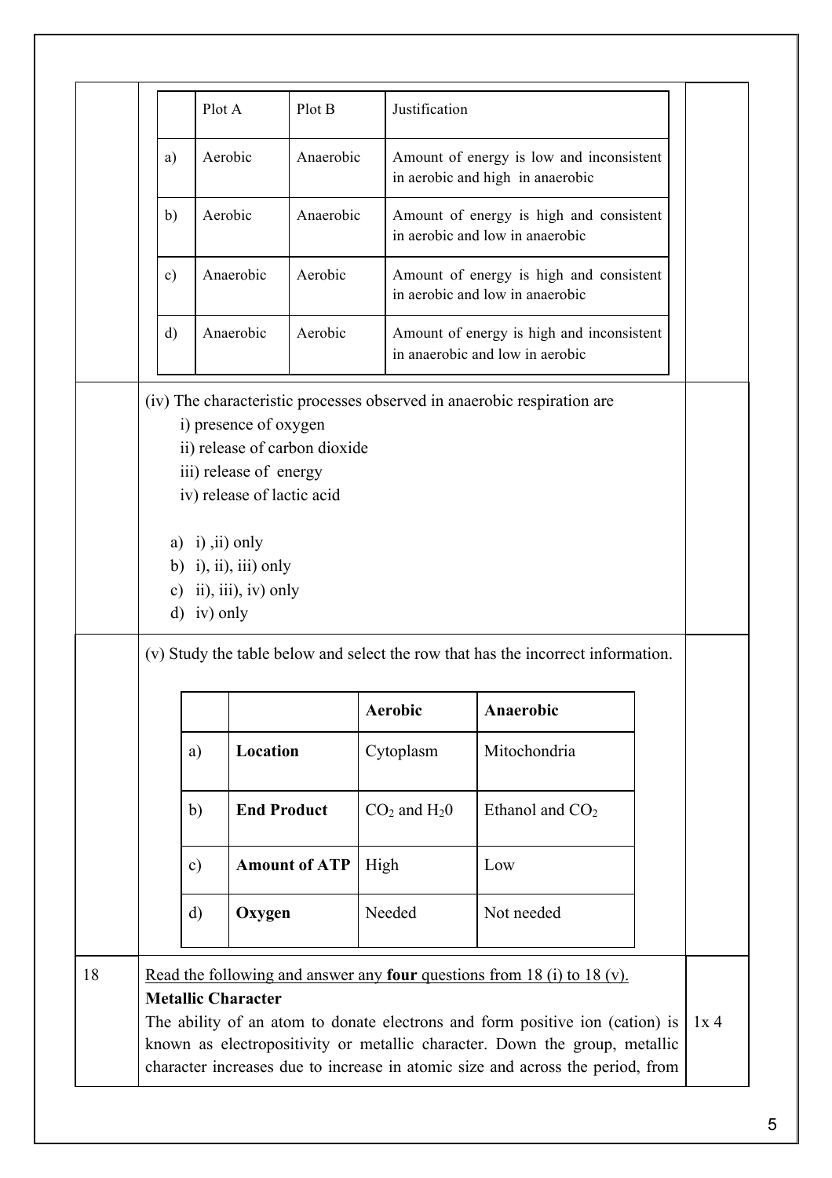| | Plot A | Plot B | Justification |
|---|---|---|---|
| a) | Aerobic | Anaerobic | Amount of energy is low and inconsistent in aerobic and high in anaerobic |
| b) | Aerobic | Anaerobic | Amount of energy is high and consistent in aerobic and low in anaerobic |
| c) | Anaerobic | Aerobic | Amount of energy is high and consistent in aerobic and low in anaerobic |
| d) | Anaerobic | Aerobic | Amount of energy is high and inconsistent in anaerobic and low in aerobic |

(iv) The characteristic processes observed in anaerobic respiration are

i) presence of oxygen
ii) release of carbon dioxide
iii) release of energy
iv) release of lactic acid

a) i) ,ii) only
b) i), ii), iii) only
c) ii), iii), iv) only
d) iv) only

(v) Study the table below and select the row that has the incorrect information.

| | | **Aerobic** | **Anaerobic** |
|---|---|---|---|
| a) | **Location** | Cytoplasm | Mitochondria |
| b) | **End Product** | $CO_2$ and $H_20$ | Ethanol and $CO_2$ |
| c) | **Amount of ATP** | High | Low |
| d) | **Oxygen** | Needed | Not needed |

18 Read the following and answer any **four** questions from 18 (i) to 18 (v). (1x 4)

**Metallic Character**

The ability of an atom to donate electrons and form positive ion (cation) is known as electropositivity or metallic character. Down the group, metallic character increases due to increase in atomic size and across the period, from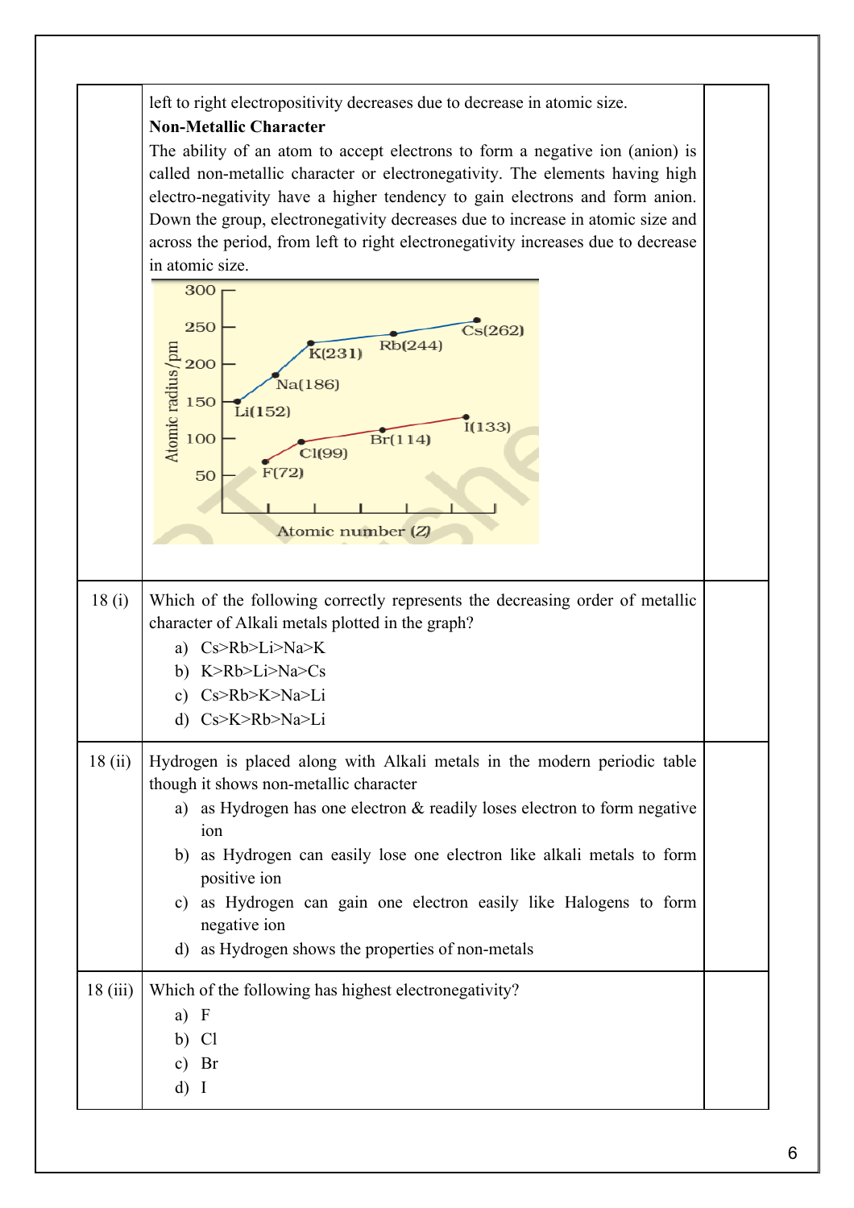| | | |
|---|---|---|
| | left to right electropositivity decreases due to decrease in atomic size.<br>**Non-Metallic Character**<br>The ability of an atom to accept electrons to form a negative ion (anion) is called non-metallic character or electronegativity. The elements having high electro-negativity have a higher tendency to gain electrons and form anion. Down the group, electronegativity decreases due to increase in atomic size and across the period, from left to right electronegativity increases due to decrease in atomic size. | |
| 18 (i) | Which of the following correctly represents the decreasing order of metallic character of Alkali metals plotted in the graph?<br>a) Cs>Rb>Li>Na>K<br>b) K>Rb>Li>Na>Cs<br>c) Cs>Rb>K>Na>Li<br>d) Cs>K>Rb>Na>Li | |
| 18 (ii) | Hydrogen is placed along with Alkali metals in the modern periodic table though it shows non-metallic character<br>a) as Hydrogen has one electron & readily loses electron to form negative ion<br>b) as Hydrogen can easily lose one electron like alkali metals to form positive ion<br>c) as Hydrogen can gain one electron easily like Halogens to form negative ion<br>d) as Hydrogen shows the properties of non-metals | |
| 18 (iii) | Which of the following has highest electronegativity?<br>a) F<br>b) Cl<br>c) Br<br>d) I | |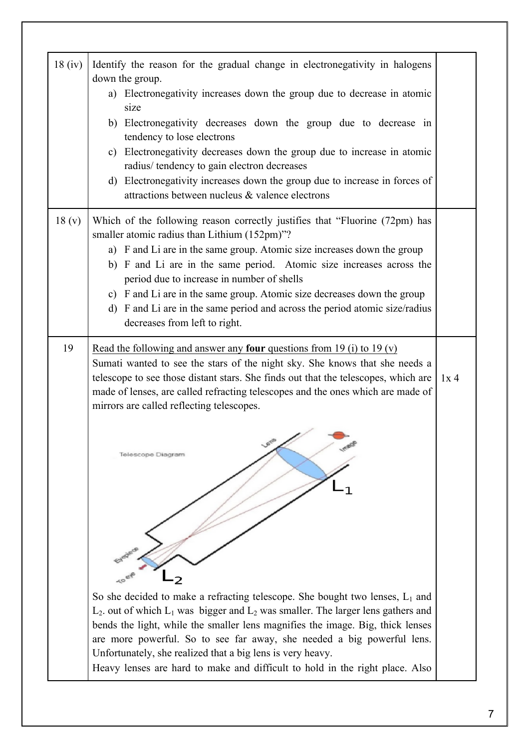| | | |
|---|---|---|
| 18 (iv) | Identify the reason for the gradual change in electronegativity in halogens down the group.<br>a) Electronegativity increases down the group due to decrease in atomic size<br>b) Electronegativity decreases down the group due to decrease in tendency to lose electrons<br>c) Electronegativity decreases down the group due to increase in atomic radius/ tendency to gain electron decreases<br>d) Electronegativity increases down the group due to increase in forces of attractions between nucleus & valence electrons | |
| 18 (v) | Which of the following reason correctly justifies that "Fluorine (72pm) has smaller atomic radius than Lithium (152pm)"?<br>a) F and Li are in the same group. Atomic size increases down the group<br>b) F and Li are in the same period. Atomic size increases across the period due to increase in number of shells<br>c) F and Li are in the same group. Atomic size decreases down the group<br>d) F and Li are in the same period and across the period atomic size/radius decreases from left to right. | |
| 19 | Read the following and answer any **four** questions from 19 (i) to 19 (v)<br>Sumati wanted to see the stars of the night sky. She knows that she needs a telescope to see those distant stars. She finds out that the telescopes, which are made of lenses, are called refracting telescopes and the ones which are made of mirrors are called reflecting telescopes.<br><br>So she decided to make a refracting telescope. She bought two lenses, $L_1$ and $L_2$. out of which $L_1$ was bigger and $L_2$ was smaller. The larger lens gathers and bends the light, while the smaller lens magnifies the image. Big, thick lenses are more powerful. So to see far away, she needed a big powerful lens. Unfortunately, she realized that a big lens is very heavy.<br>Heavy lenses are hard to make and difficult to hold in the right place. Also | 1x 4 |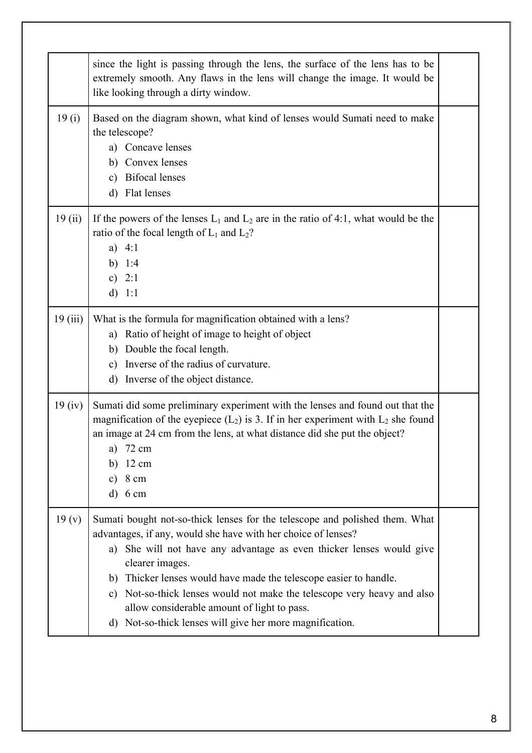| | | |
|---|---|---|
| | since the light is passing through the lens, the surface of the lens has to be extremely smooth. Any flaws in the lens will change the image. It would be like looking through a dirty window. | |
| 19 (i) | Based on the diagram shown, what kind of lenses would Sumati need to make the telescope?<br>a) Concave lenses<br>b) Convex lenses<br>c) Bifocal lenses<br>d) Flat lenses | |
| 19 (ii) | If the powers of the lenses $L_1$ and $L_2$ are in the ratio of 4:1, what would be the ratio of the focal length of $L_1$ and $L_2$?<br>a) 4:1<br>b) 1:4<br>c) 2:1<br>d) 1:1 | |
| 19 (iii) | What is the formula for magnification obtained with a lens?<br>a) Ratio of height of image to height of object<br>b) Double the focal length.<br>c) Inverse of the radius of curvature.<br>d) Inverse of the object distance. | |
| 19 (iv) | Sumati did some preliminary experiment with the lenses and found out that the magnification of the eyepiece ($L_2$) is 3. If in her experiment with $L_2$ she found an image at 24 cm from the lens, at what distance did she put the object?<br>a) 72 cm<br>b) 12 cm<br>c) 8 cm<br>d) 6 cm | |
| 19 (v) | Sumati bought not-so-thick lenses for the telescope and polished them. What advantages, if any, would she have with her choice of lenses?<br>a) She will not have any advantage as even thicker lenses would give clearer images.<br>b) Thicker lenses would have made the telescope easier to handle.<br>c) Not-so-thick lenses would not make the telescope very heavy and also allow considerable amount of light to pass.<br>d) Not-so-thick lenses will give her more magnification. | |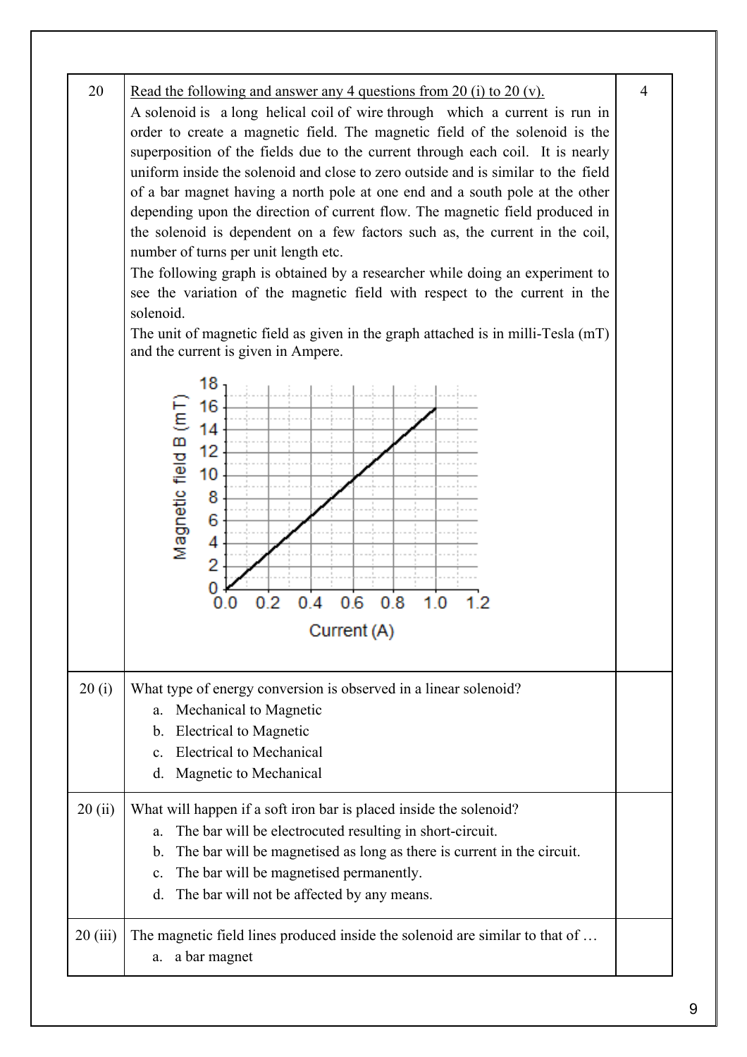| | | |
|---|---|---|
| 20 | Read the following and answer any 4 questions from 20 (i) to 20 (v).<br>A solenoid is a long helical coil of wire through which a current is run in order to create a magnetic field. The magnetic field of the solenoid is the superposition of the fields due to the current through each coil. It is nearly uniform inside the solenoid and close to zero outside and is similar to the field of a bar magnet having a north pole at one end and a south pole at the other depending upon the direction of current flow. The magnetic field produced in the solenoid is dependent on a few factors such as, the current in the coil, number of turns per unit length etc.<br>The following graph is obtained by a researcher while doing an experiment to see the variation of the magnetic field with respect to the current in the solenoid.<br>The unit of magnetic field as given in the graph attached is in milli-Tesla (mT) and the current is given in Ampere. | 4 |
| 20 (i) | What type of energy conversion is observed in a linear solenoid?<br>a. Mechanical to Magnetic<br>b. Electrical to Magnetic<br>c. Electrical to Mechanical<br>d. Magnetic to Mechanical | |
| 20 (ii) | What will happen if a soft iron bar is placed inside the solenoid?<br>a. The bar will be electrocuted resulting in short-circuit.<br>b. The bar will be magnetised as long as there is current in the circuit.<br>c. The bar will be magnetised permanently.<br>d. The bar will not be affected by any means. | |
| 20 (iii) | The magnetic field lines produced inside the solenoid are similar to that of …<br>a. a bar magnet | |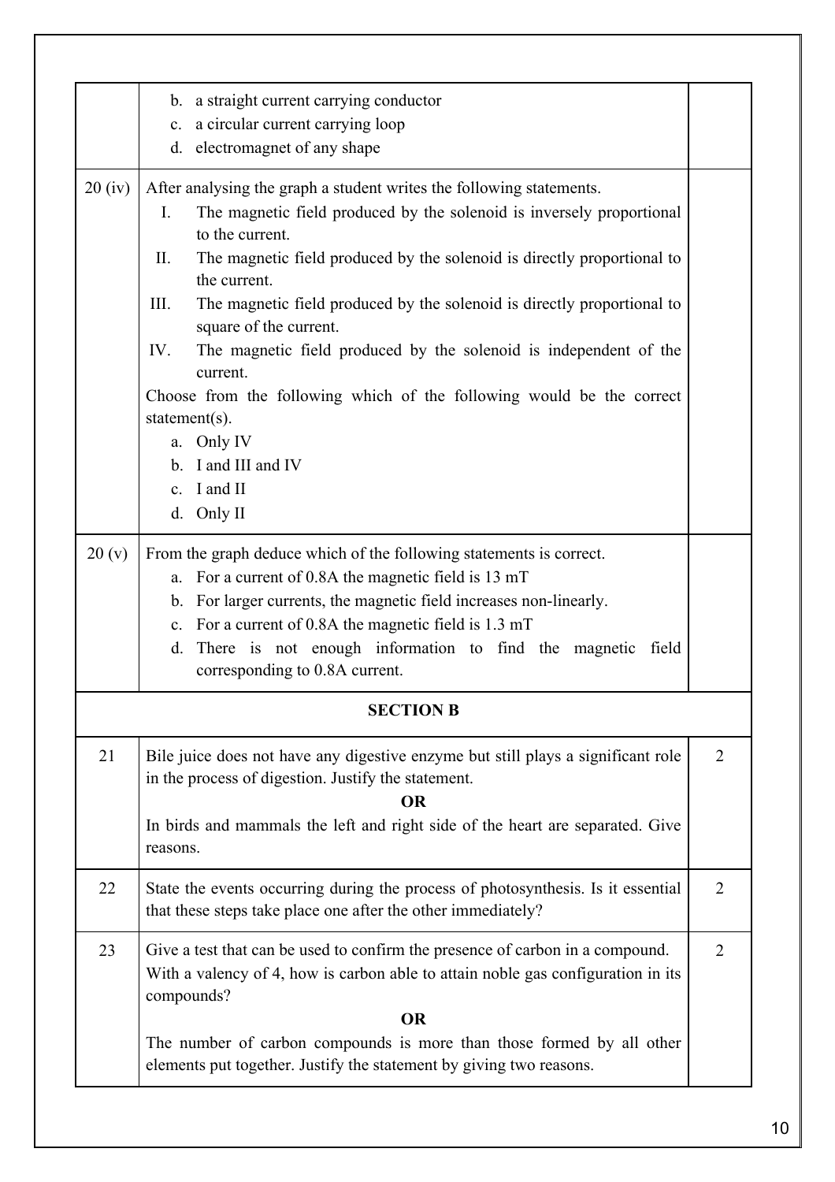| | | |
|---|---|---|
| | b. a straight current carrying conductor<br>c. a circular current carrying loop<br>d. electromagnet of any shape | |
| 20 (iv) | After analysing the graph a student writes the following statements.<br>I. The magnetic field produced by the solenoid is inversely proportional to the current.<br>II. The magnetic field produced by the solenoid is directly proportional to the current.<br>III. The magnetic field produced by the solenoid is directly proportional to square of the current.<br>IV. The magnetic field produced by the solenoid is independent of the current.<br>Choose from the following which of the following would be the correct statement(s).<br>a. Only IV<br>b. I and III and IV<br>c. I and II<br>d. Only II | |
| 20 (v) | From the graph deduce which of the following statements is correct.<br>a. For a current of 0.8A the magnetic field is 13 mT<br>b. For larger currents, the magnetic field increases non-linearly.<br>c. For a current of 0.8A the magnetic field is 1.3 mT<br>d. There is not enough information to find the magnetic field corresponding to 0.8A current. | |
| | **SECTION B** | |
| 21 | Bile juice does not have any digestive enzyme but still plays a significant role in the process of digestion. Justify the statement.<br>**OR**<br>In birds and mammals the left and right side of the heart are separated. Give reasons. | 2 |
| 22 | State the events occurring during the process of photosynthesis. Is it essential that these steps take place one after the other immediately? | 2 |
| 23 | Give a test that can be used to confirm the presence of carbon in a compound. With a valency of 4, how is carbon able to attain noble gas configuration in its compounds?<br>**OR**<br>The number of carbon compounds is more than those formed by all other elements put together. Justify the statement by giving two reasons. | 2 |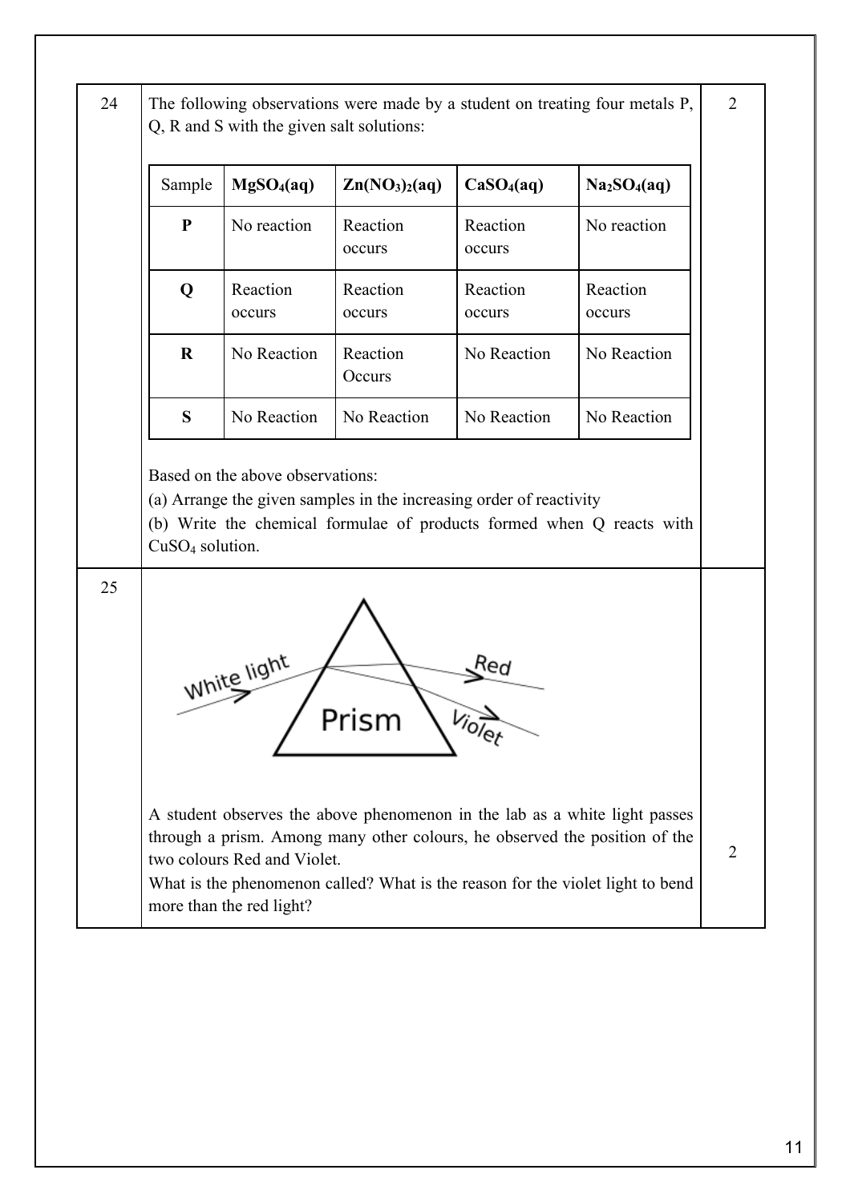24 The following observations were made by a student on treating four metals P, Q, R and S with the given salt solutions: (2)

| Sample | $MgSO_4(aq)$ | $Zn(NO_3)_2(aq)$ | $CaSO_4(aq)$ | $Na_2SO_4(aq)$ |
|---|---|---|---|---|
| **P** | No reaction | Reaction occurs | Reaction occurs | No reaction |
| **Q** | Reaction occurs | Reaction occurs | Reaction occurs | Reaction occurs |
| **R** | No Reaction | Reaction Occurs | No Reaction | No Reaction |
| **S** | No Reaction | No Reaction | No Reaction | No Reaction |

Based on the above observations:

(a) Arrange the given samples in the increasing order of reactivity

(b) Write the chemical formulae of products formed when Q reacts with $CuSO_4$ solution.

25 A student observes the above phenomenon in the lab as a white light passes through a prism. Among many other colours, he observed the position of the two colours Red and Violet. (2)

What is the phenomenon called? What is the reason for the violet light to bend more than the red light?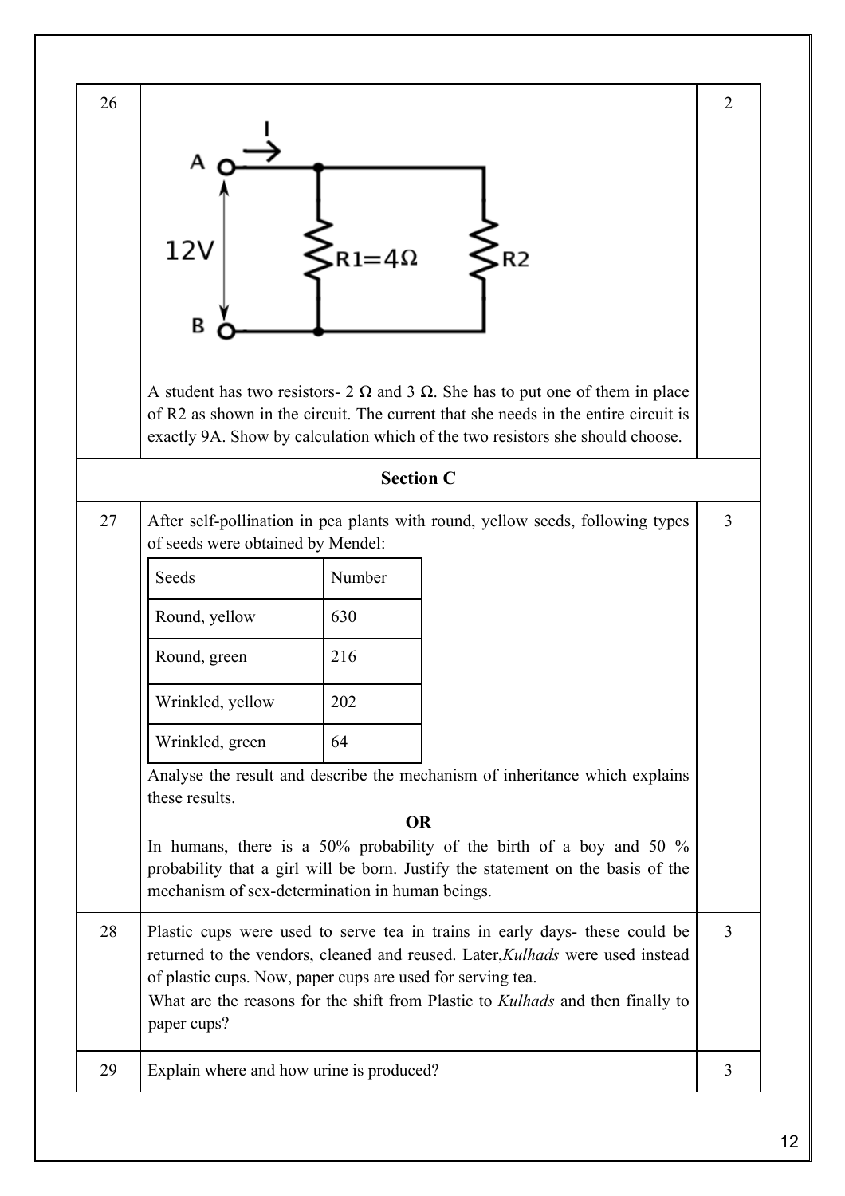**26** (2 marks)

A student has two resistors- 2 Ω and 3 Ω. She has to put one of them in place of R2 as shown in the circuit. The current that she needs in the entire circuit is exactly 9A. Show by calculation which of the two resistors she should choose.

## Section C

**27** (3 marks)

After self-pollination in pea plants with round, yellow seeds, following types of seeds were obtained by Mendel:

| Seeds | Number |
|---|---|
| Round, yellow | 630 |
| Round, green | 216 |
| Wrinkled, yellow | 202 |
| Wrinkled, green | 64 |

Analyse the result and describe the mechanism of inheritance which explains these results.

**OR**

In humans, there is a 50% probability of the birth of a boy and 50 % probability that a girl will be born. Justify the statement on the basis of the mechanism of sex-determination in human beings.

**28** (3 marks)

Plastic cups were used to serve tea in trains in early days- these could be returned to the vendors, cleaned and reused. Later,*Kulhads* were used instead of plastic cups. Now, paper cups are used for serving tea.
What are the reasons for the shift from Plastic to *Kulhads* and then finally to paper cups?

**29** (3 marks)

Explain where and how urine is produced?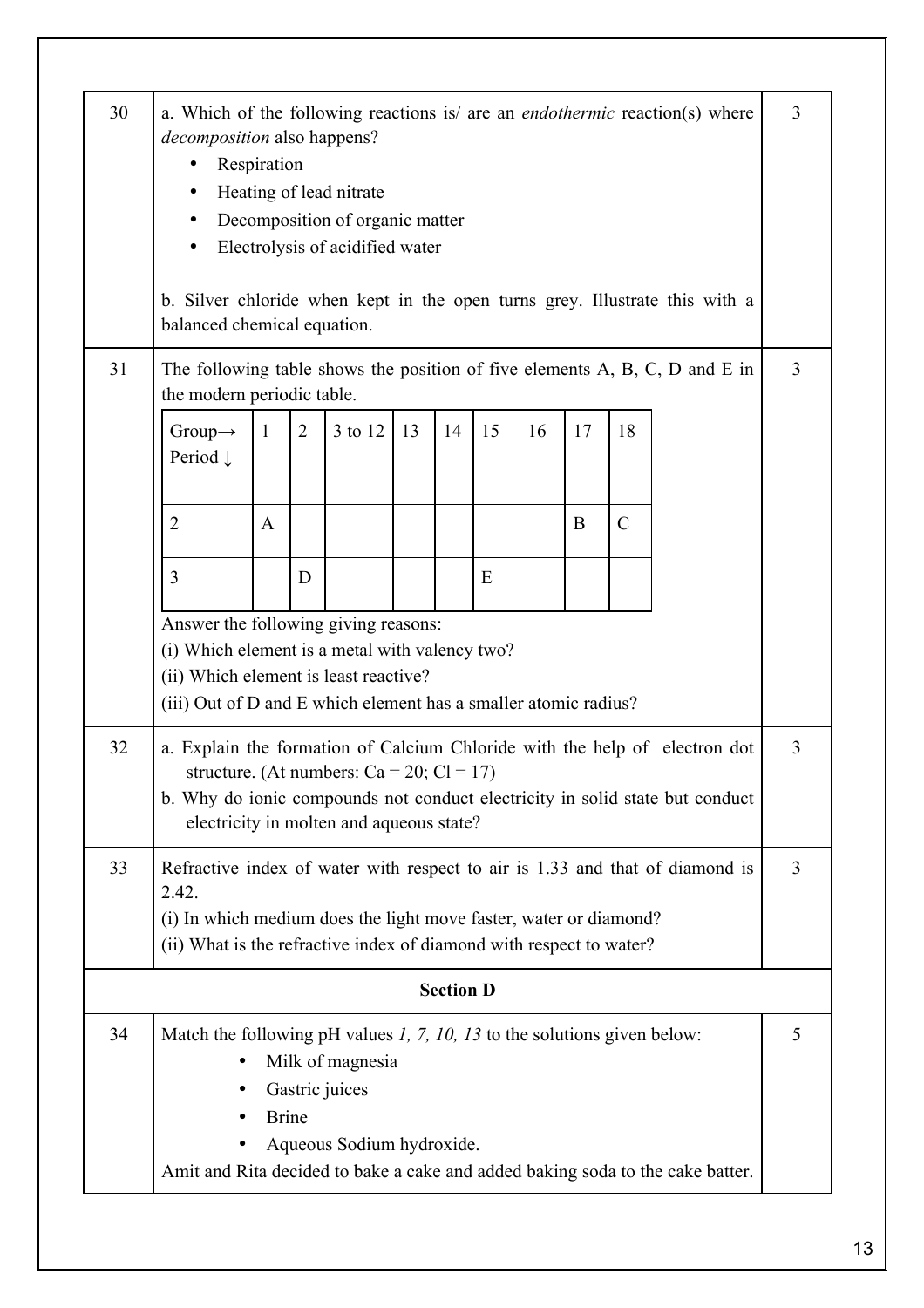| | | |
|---|---|---|
| 30 | a. Which of the following reactions is/ are an *endothermic* reaction(s) where *decomposition* also happens?<br>• Respiration<br>• Heating of lead nitrate<br>• Decomposition of organic matter<br>• Electrolysis of acidified water<br><br>b. Silver chloride when kept in the open turns grey. Illustrate this with a balanced chemical equation. | 3 |
| 31 | The following table shows the position of five elements A, B, C, D and E in the modern periodic table. | 3 |

| Group→ Period ↓ | 1 | 2 | 3 to 12 | 13 | 14 | 15 | 16 | 17 | 18 |
|---|---|---|---|---|---|---|---|---|---|
| 2 | A | | | | | | | B | C |
| 3 | | D | | | | E | | | |

Answer the following giving reasons:
(i) Which element is a metal with valency two?
(ii) Which element is least reactive?
(iii) Out of D and E which element has a smaller atomic radius?

| | | |
|---|---|---|
| 32 | a. Explain the formation of Calcium Chloride with the help of electron dot structure. (At numbers: Ca = 20; Cl = 17)<br>b. Why do ionic compounds not conduct electricity in solid state but conduct electricity in molten and aqueous state? | 3 |
| 33 | Refractive index of water with respect to air is 1.33 and that of diamond is 2.42.<br>(i) In which medium does the light move faster, water or diamond?<br>(ii) What is the refractive index of diamond with respect to water? | 3 |

## Section D

| | | |
|---|---|---|
| 34 | Match the following pH values *1, 7, 10, 13* to the solutions given below:<br>• Milk of magnesia<br>• Gastric juices<br>• Brine<br>• Aqueous Sodium hydroxide.<br>Amit and Rita decided to bake a cake and added baking soda to the cake batter. | 5 |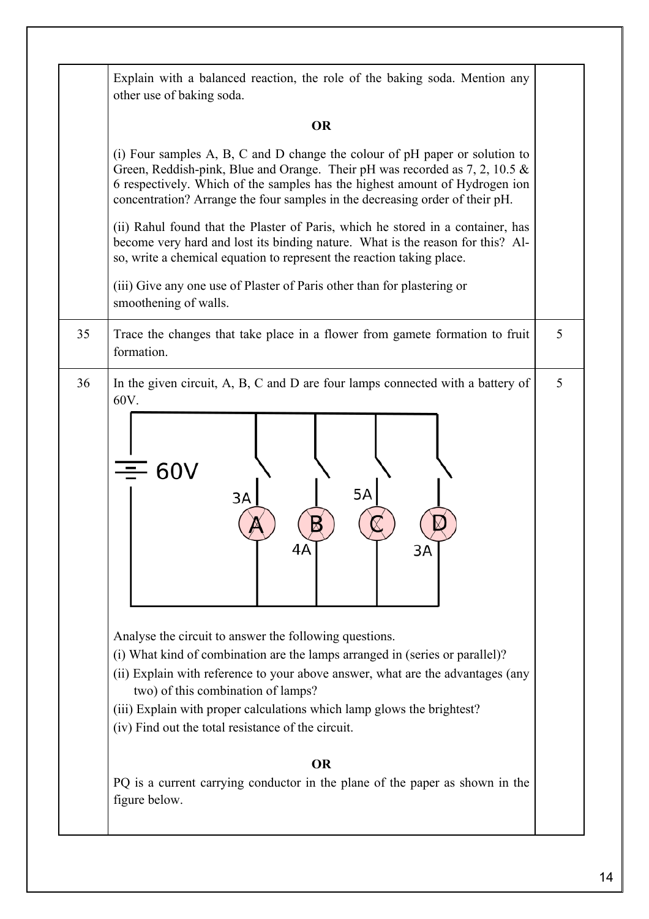| | | |
|---|---|---|
| | Explain with a balanced reaction, the role of the baking soda. Mention any other use of baking soda.<br><br>**OR**<br><br>(i) Four samples A, B, C and D change the colour of pH paper or solution to Green, Reddish-pink, Blue and Orange. Their pH was recorded as 7, 2, 10.5 & 6 respectively. Which of the samples has the highest amount of Hydrogen ion concentration? Arrange the four samples in the decreasing order of their pH.<br><br>(ii) Rahul found that the Plaster of Paris, which he stored in a container, has become very hard and lost its binding nature. What is the reason for this? Also, write a chemical equation to represent the reaction taking place.<br><br>(iii) Give any one use of Plaster of Paris other than for plastering or smoothening of walls. | |
| 35 | Trace the changes that take place in a flower from gamete formation to fruit formation. | 5 |
| 36 | In the given circuit, A, B, C and D are four lamps connected with a battery of 60V.<br><br>60V<br>3A A, 4A B, 5A C, 3A D<br><br>Analyse the circuit to answer the following questions.<br>(i) What kind of combination are the lamps arranged in (series or parallel)?<br>(ii) Explain with reference to your above answer, what are the advantages (any two) of this combination of lamps?<br>(iii) Explain with proper calculations which lamp glows the brightest?<br>(iv) Find out the total resistance of the circuit.<br><br>**OR**<br><br>PQ is a current carrying conductor in the plane of the paper as shown in the figure below. | 5 |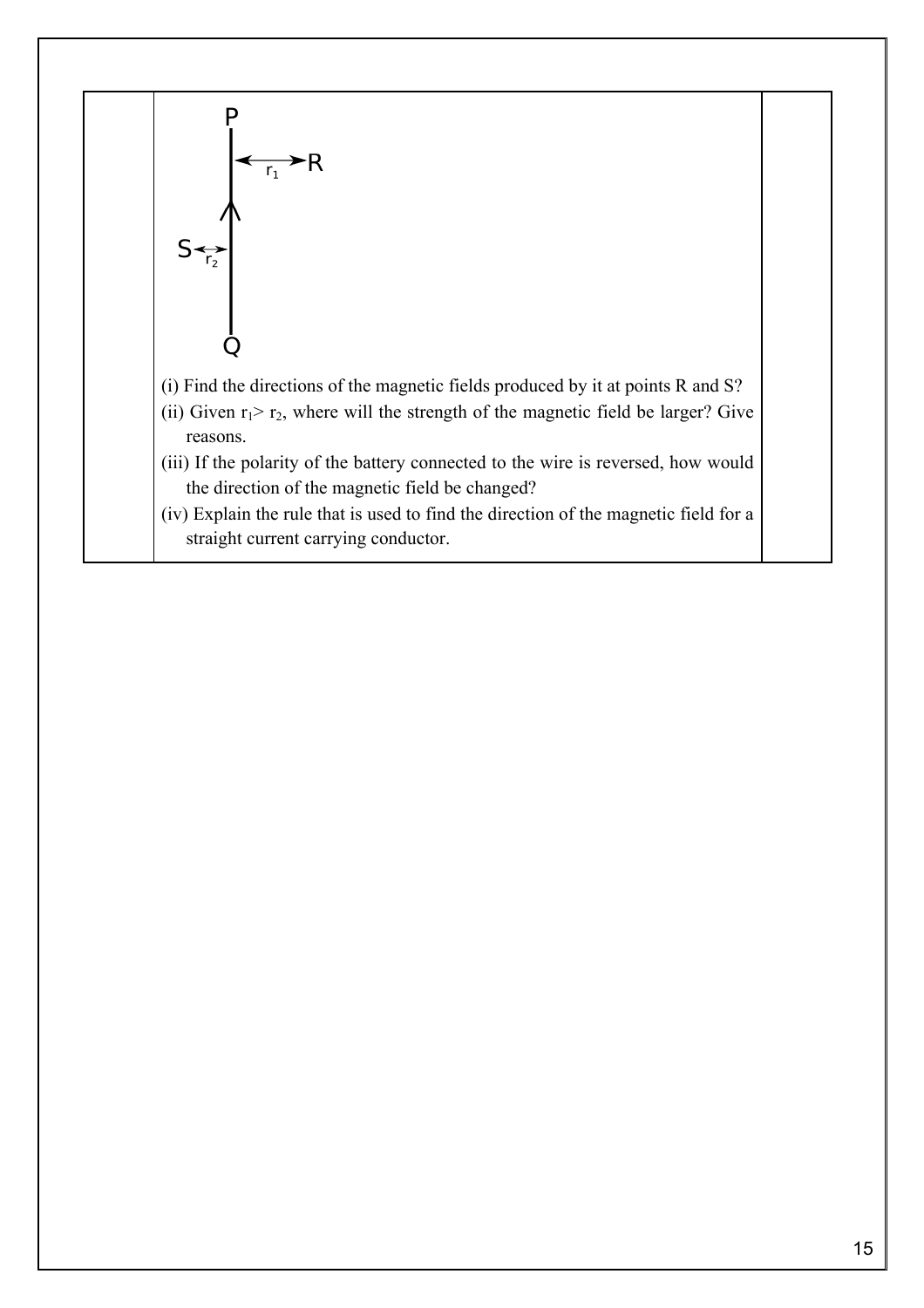P

R

$r_1$

S

$r_2$

Q

(i) Find the directions of the magnetic fields produced by it at points R and S?

(ii) Given $r_1 > r_2$, where will the strength of the magnetic field be larger? Give reasons.

(iii) If the polarity of the battery connected to the wire is reversed, how would the direction of the magnetic field be changed?

(iv) Explain the rule that is used to find the direction of the magnetic field for a straight current carrying conductor.